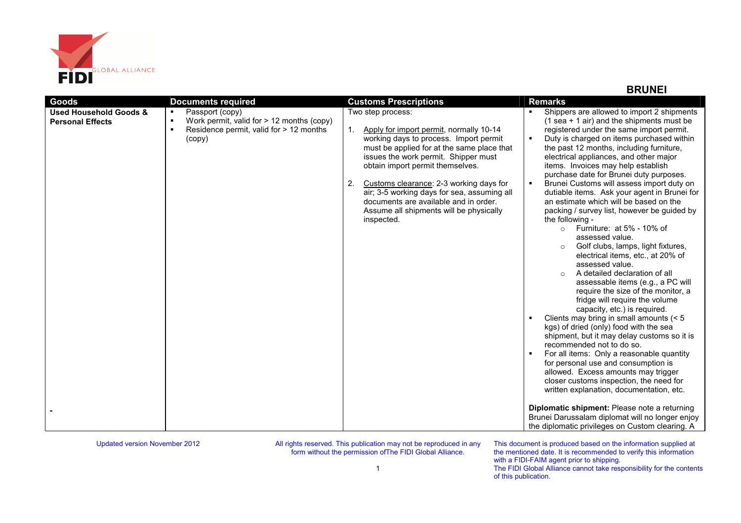# BRUNEI

| Goods | Documents required | Customs Prescriptions | Remarks |
|---|---|---|---|
| **Used Household Goods & Personal Effects** | ▪ Passport (copy)<br>▪ Work permit, valid for > 12 months (copy)<br>▪ Residence permit, valid for > 12 months (copy) | Two step process:<br><br>1. Apply for import permit, normally 10-14 working days to process. Import permit must be applied for at the same place that issues the work permit. Shipper must obtain import permit themselves.<br><br>2. Customs clearance: 2-3 working days for air; 3-5 working days for sea, assuming all documents are available and in order. Assume all shipments will be physically inspected. | ▪ Shippers are allowed to import 2 shipments (1 sea + 1 air) and the shipments must be registered under the same import permit.<br>▪ Duty is charged on items purchased within the past 12 months, including furniture, electrical appliances, and other major items. Invoices may help establish purchase date for Brunei duty purposes.<br>▪ Brunei Customs will assess import duty on dutiable items. Ask your agent in Brunei for an estimate which will be based on the packing / survey list, however be guided by the following -<br>○ Furniture: at 5% - 10% of assessed value.<br>○ Golf clubs, lamps, light fixtures, electrical items, etc., at 20% of assessed value.<br>○ A detailed declaration of all assessable items (e.g., a PC will require the size of the monitor, a fridge will require the volume capacity, etc.) is required.<br>▪ Clients may bring in small amounts (< 5 kgs) of dried (only) food with the sea shipment, but it may delay customs so it is recommended not to do so.<br>▪ For all items: Only a reasonable quantity for personal use and consumption is allowed. Excess amounts may trigger closer customs inspection, the need for written explanation, documentation, etc. |
| - | | | **Diplomatic shipment:** Please note a returning Brunei Darussalam diplomat will no longer enjoy the diplomatic privileges on Custom clearing. A |

Updated version November 2012

All rights reserved. This publication may not be reproduced in any form without the permission ofThe FIDI Global Alliance.

This document is produced based on the information supplied at the mentioned date. It is recommended to verify this information with a FIDI-FAIM agent prior to shipping.
The FIDI Global Alliance cannot take responsibility for the contents of this publication.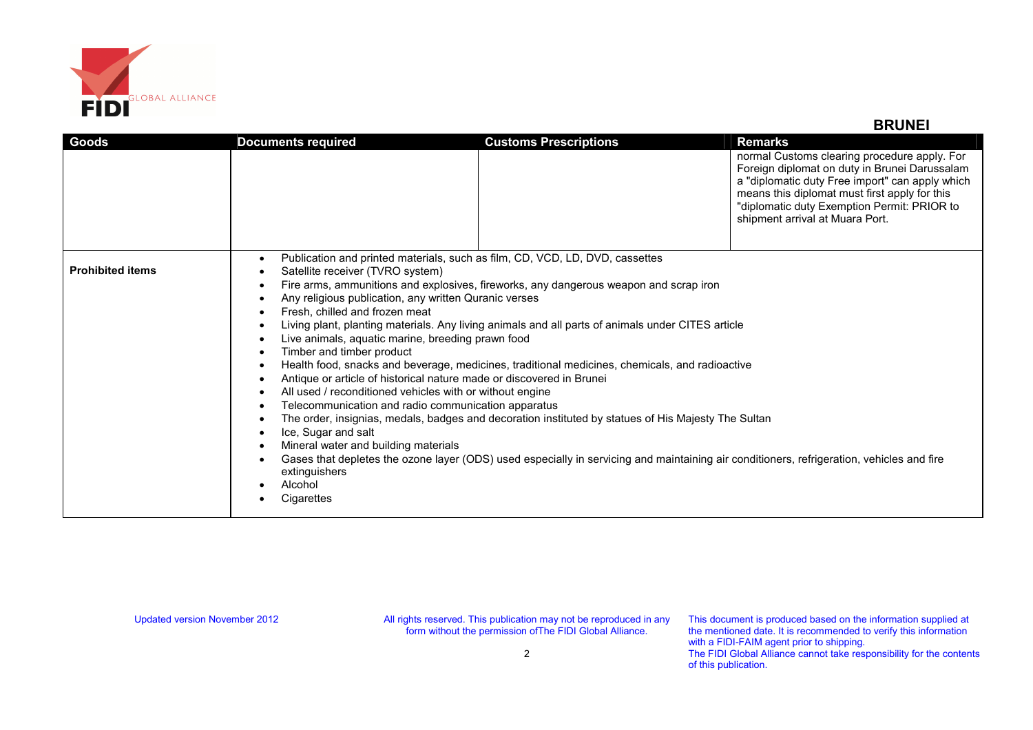## BRUNEI

| Goods | Documents required | Customs Prescriptions | Remarks |
|---|---|---|---|
| | | | normal Customs clearing procedure apply. For Foreign diplomat on duty in Brunei Darussalam a "diplomatic duty Free import" can apply which means this diplomat must first apply for this "diplomatic duty Exemption Permit: PRIOR to shipment arrival at Muara Port. |
| **Prohibited items** | • Publication and printed materials, such as film, CD, VCD, LD, DVD, cassettes<br>• Satellite receiver (TVRO system)<br>• Fire arms, ammunitions and explosives, fireworks, any dangerous weapon and scrap iron<br>• Any religious publication, any written Quranic verses<br>• Fresh, chilled and frozen meat<br>• Living plant, planting materials. Any living animals and all parts of animals under CITES article<br>• Live animals, aquatic marine, breeding prawn food<br>• Timber and timber product<br>• Health food, snacks and beverage, medicines, traditional medicines, chemicals, and radioactive<br>• Antique or article of historical nature made or discovered in Brunei<br>• All used / reconditioned vehicles with or without engine<br>• Telecommunication and radio communication apparatus<br>• The order, insignias, medals, badges and decoration instituted by statues of His Majesty The Sultan<br>• Ice, Sugar and salt<br>• Mineral water and building materials<br>• Gases that depletes the ozone layer (ODS) used especially in servicing and maintaining air conditioners, refrigeration, vehicles and fire extinguishers<br>• Alcohol<br>• Cigarettes | | |

Updated version November 2012

All rights reserved. This publication may not be reproduced in any form without the permission ofThe FIDI Global Alliance.

This document is produced based on the information supplied at the mentioned date. It is recommended to verify this information with a FIDI-FAIM agent prior to shipping.
The FIDI Global Alliance cannot take responsibility for the contents of this publication.